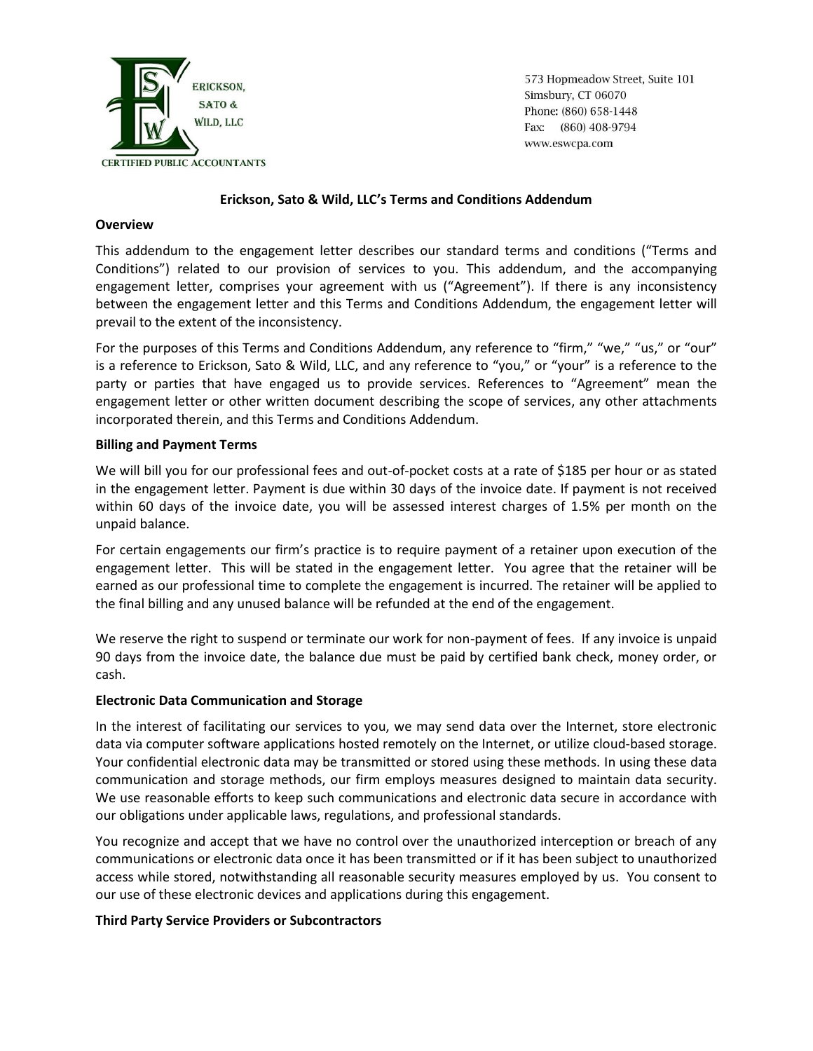ERICKSON, SATO & WILD, LLC

CERTIFIED PUBLIC ACCOUNTANTS

573 Hopmeadow Street, Suite 101
Simsbury, CT 06070
Phone: (860) 658-1448
Fax: (860) 408-9794
www.eswcpa.com

**Erickson, Sato & Wild, LLC's Terms and Conditions Addendum**

**Overview**

This addendum to the engagement letter describes our standard terms and conditions ("Terms and Conditions") related to our provision of services to you. This addendum, and the accompanying engagement letter, comprises your agreement with us ("Agreement"). If there is any inconsistency between the engagement letter and this Terms and Conditions Addendum, the engagement letter will prevail to the extent of the inconsistency.

For the purposes of this Terms and Conditions Addendum, any reference to "firm," "we," "us," or "our" is a reference to Erickson, Sato & Wild, LLC, and any reference to "you," or "your" is a reference to the party or parties that have engaged us to provide services. References to "Agreement" mean the engagement letter or other written document describing the scope of services, any other attachments incorporated therein, and this Terms and Conditions Addendum.

**Billing and Payment Terms**

We will bill you for our professional fees and out-of-pocket costs at a rate of $185 per hour or as stated in the engagement letter. Payment is due within 30 days of the invoice date. If payment is not received within 60 days of the invoice date, you will be assessed interest charges of 1.5% per month on the unpaid balance.

For certain engagements our firm's practice is to require payment of a retainer upon execution of the engagement letter. This will be stated in the engagement letter. You agree that the retainer will be earned as our professional time to complete the engagement is incurred. The retainer will be applied to the final billing and any unused balance will be refunded at the end of the engagement.

We reserve the right to suspend or terminate our work for non-payment of fees. If any invoice is unpaid 90 days from the invoice date, the balance due must be paid by certified bank check, money order, or cash.

**Electronic Data Communication and Storage**

In the interest of facilitating our services to you, we may send data over the Internet, store electronic data via computer software applications hosted remotely on the Internet, or utilize cloud-based storage. Your confidential electronic data may be transmitted or stored using these methods. In using these data communication and storage methods, our firm employs measures designed to maintain data security. We use reasonable efforts to keep such communications and electronic data secure in accordance with our obligations under applicable laws, regulations, and professional standards.

You recognize and accept that we have no control over the unauthorized interception or breach of any communications or electronic data once it has been transmitted or if it has been subject to unauthorized access while stored, notwithstanding all reasonable security measures employed by us. You consent to our use of these electronic devices and applications during this engagement.

**Third Party Service Providers or Subcontractors**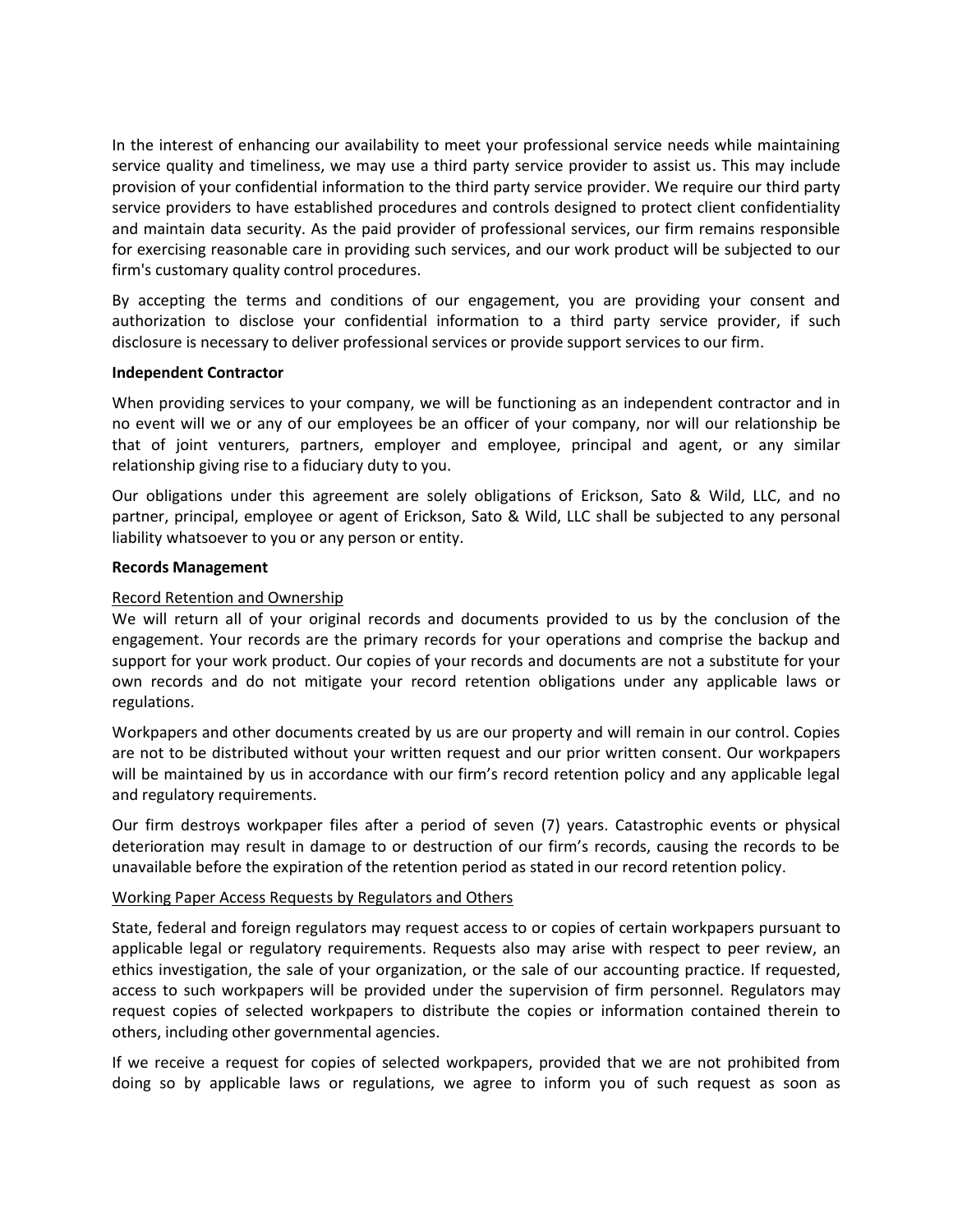In the interest of enhancing our availability to meet your professional service needs while maintaining service quality and timeliness, we may use a third party service provider to assist us. This may include provision of your confidential information to the third party service provider. We require our third party service providers to have established procedures and controls designed to protect client confidentiality and maintain data security. As the paid provider of professional services, our firm remains responsible for exercising reasonable care in providing such services, and our work product will be subjected to our firm's customary quality control procedures.

By accepting the terms and conditions of our engagement, you are providing your consent and authorization to disclose your confidential information to a third party service provider, if such disclosure is necessary to deliver professional services or provide support services to our firm.

**Independent Contractor**

When providing services to your company, we will be functioning as an independent contractor and in no event will we or any of our employees be an officer of your company, nor will our relationship be that of joint venturers, partners, employer and employee, principal and agent, or any similar relationship giving rise to a fiduciary duty to you.

Our obligations under this agreement are solely obligations of Erickson, Sato & Wild, LLC, and no partner, principal, employee or agent of Erickson, Sato & Wild, LLC shall be subjected to any personal liability whatsoever to you or any person or entity.

**Records Management**

<u>Record Retention and Ownership</u>

We will return all of your original records and documents provided to us by the conclusion of the engagement. Your records are the primary records for your operations and comprise the backup and support for your work product. Our copies of your records and documents are not a substitute for your own records and do not mitigate your record retention obligations under any applicable laws or regulations.

Workpapers and other documents created by us are our property and will remain in our control. Copies are not to be distributed without your written request and our prior written consent. Our workpapers will be maintained by us in accordance with our firm's record retention policy and any applicable legal and regulatory requirements.

Our firm destroys workpaper files after a period of seven (7) years. Catastrophic events or physical deterioration may result in damage to or destruction of our firm's records, causing the records to be unavailable before the expiration of the retention period as stated in our record retention policy.

<u>Working Paper Access Requests by Regulators and Others</u>

State, federal and foreign regulators may request access to or copies of certain workpapers pursuant to applicable legal or regulatory requirements. Requests also may arise with respect to peer review, an ethics investigation, the sale of your organization, or the sale of our accounting practice. If requested, access to such workpapers will be provided under the supervision of firm personnel. Regulators may request copies of selected workpapers to distribute the copies or information contained therein to others, including other governmental agencies.

If we receive a request for copies of selected workpapers, provided that we are not prohibited from doing so by applicable laws or regulations, we agree to inform you of such request as soon as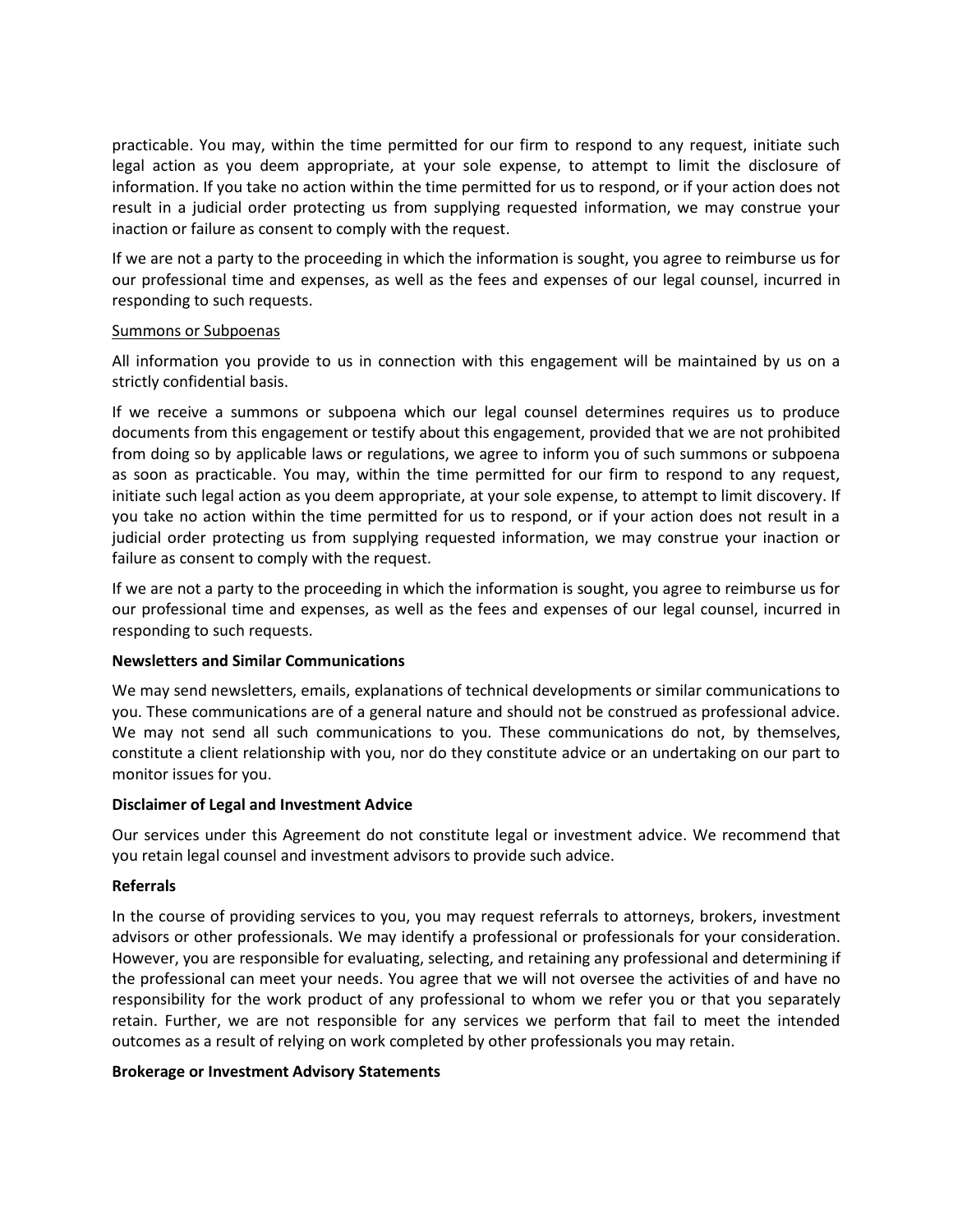practicable. You may, within the time permitted for our firm to respond to any request, initiate such legal action as you deem appropriate, at your sole expense, to attempt to limit the disclosure of information. If you take no action within the time permitted for us to respond, or if your action does not result in a judicial order protecting us from supplying requested information, we may construe your inaction or failure as consent to comply with the request.

If we are not a party to the proceeding in which the information is sought, you agree to reimburse us for our professional time and expenses, as well as the fees and expenses of our legal counsel, incurred in responding to such requests.

<u>Summons or Subpoenas</u>

All information you provide to us in connection with this engagement will be maintained by us on a strictly confidential basis.

If we receive a summons or subpoena which our legal counsel determines requires us to produce documents from this engagement or testify about this engagement, provided that we are not prohibited from doing so by applicable laws or regulations, we agree to inform you of such summons or subpoena as soon as practicable. You may, within the time permitted for our firm to respond to any request, initiate such legal action as you deem appropriate, at your sole expense, to attempt to limit discovery. If you take no action within the time permitted for us to respond, or if your action does not result in a judicial order protecting us from supplying requested information, we may construe your inaction or failure as consent to comply with the request.

If we are not a party to the proceeding in which the information is sought, you agree to reimburse us for our professional time and expenses, as well as the fees and expenses of our legal counsel, incurred in responding to such requests.

**Newsletters and Similar Communications**

We may send newsletters, emails, explanations of technical developments or similar communications to you. These communications are of a general nature and should not be construed as professional advice. We may not send all such communications to you. These communications do not, by themselves, constitute a client relationship with you, nor do they constitute advice or an undertaking on our part to monitor issues for you.

**Disclaimer of Legal and Investment Advice**

Our services under this Agreement do not constitute legal or investment advice. We recommend that you retain legal counsel and investment advisors to provide such advice.

**Referrals**

In the course of providing services to you, you may request referrals to attorneys, brokers, investment advisors or other professionals. We may identify a professional or professionals for your consideration. However, you are responsible for evaluating, selecting, and retaining any professional and determining if the professional can meet your needs. You agree that we will not oversee the activities of and have no responsibility for the work product of any professional to whom we refer you or that you separately retain. Further, we are not responsible for any services we perform that fail to meet the intended outcomes as a result of relying on work completed by other professionals you may retain.

**Brokerage or Investment Advisory Statements**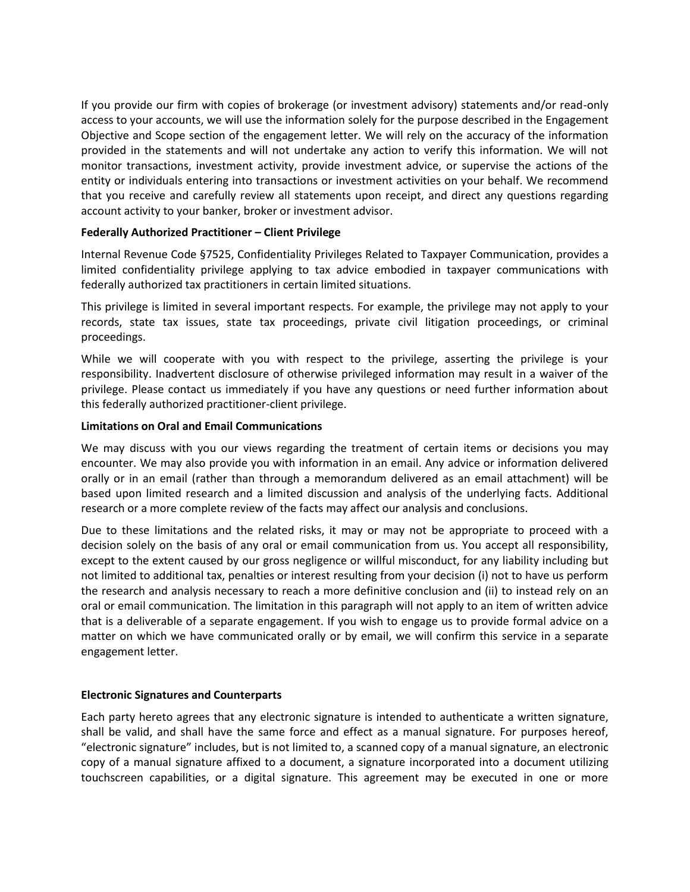If you provide our firm with copies of brokerage (or investment advisory) statements and/or read-only access to your accounts, we will use the information solely for the purpose described in the Engagement Objective and Scope section of the engagement letter. We will rely on the accuracy of the information provided in the statements and will not undertake any action to verify this information. We will not monitor transactions, investment activity, provide investment advice, or supervise the actions of the entity or individuals entering into transactions or investment activities on your behalf. We recommend that you receive and carefully review all statements upon receipt, and direct any questions regarding account activity to your banker, broker or investment advisor.

**Federally Authorized Practitioner – Client Privilege**

Internal Revenue Code §7525, Confidentiality Privileges Related to Taxpayer Communication, provides a limited confidentiality privilege applying to tax advice embodied in taxpayer communications with federally authorized tax practitioners in certain limited situations.

This privilege is limited in several important respects. For example, the privilege may not apply to your records, state tax issues, state tax proceedings, private civil litigation proceedings, or criminal proceedings.

While we will cooperate with you with respect to the privilege, asserting the privilege is your responsibility. Inadvertent disclosure of otherwise privileged information may result in a waiver of the privilege. Please contact us immediately if you have any questions or need further information about this federally authorized practitioner-client privilege.

**Limitations on Oral and Email Communications**

We may discuss with you our views regarding the treatment of certain items or decisions you may encounter. We may also provide you with information in an email. Any advice or information delivered orally or in an email (rather than through a memorandum delivered as an email attachment) will be based upon limited research and a limited discussion and analysis of the underlying facts. Additional research or a more complete review of the facts may affect our analysis and conclusions.

Due to these limitations and the related risks, it may or may not be appropriate to proceed with a decision solely on the basis of any oral or email communication from us. You accept all responsibility, except to the extent caused by our gross negligence or willful misconduct, for any liability including but not limited to additional tax, penalties or interest resulting from your decision (i) not to have us perform the research and analysis necessary to reach a more definitive conclusion and (ii) to instead rely on an oral or email communication. The limitation in this paragraph will not apply to an item of written advice that is a deliverable of a separate engagement. If you wish to engage us to provide formal advice on a matter on which we have communicated orally or by email, we will confirm this service in a separate engagement letter.

**Electronic Signatures and Counterparts**

Each party hereto agrees that any electronic signature is intended to authenticate a written signature, shall be valid, and shall have the same force and effect as a manual signature. For purposes hereof, "electronic signature" includes, but is not limited to, a scanned copy of a manual signature, an electronic copy of a manual signature affixed to a document, a signature incorporated into a document utilizing touchscreen capabilities, or a digital signature. This agreement may be executed in one or more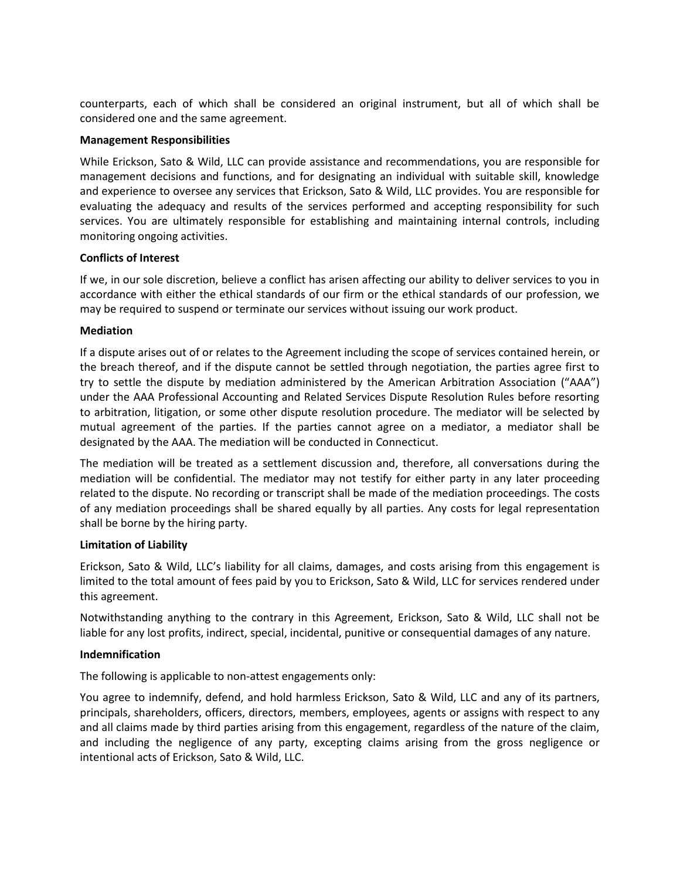counterparts, each of which shall be considered an original instrument, but all of which shall be considered one and the same agreement.

**Management Responsibilities**

While Erickson, Sato & Wild, LLC can provide assistance and recommendations, you are responsible for management decisions and functions, and for designating an individual with suitable skill, knowledge and experience to oversee any services that Erickson, Sato & Wild, LLC provides. You are responsible for evaluating the adequacy and results of the services performed and accepting responsibility for such services. You are ultimately responsible for establishing and maintaining internal controls, including monitoring ongoing activities.

**Conflicts of Interest**

If we, in our sole discretion, believe a conflict has arisen affecting our ability to deliver services to you in accordance with either the ethical standards of our firm or the ethical standards of our profession, we may be required to suspend or terminate our services without issuing our work product.

**Mediation**

If a dispute arises out of or relates to the Agreement including the scope of services contained herein, or the breach thereof, and if the dispute cannot be settled through negotiation, the parties agree first to try to settle the dispute by mediation administered by the American Arbitration Association ("AAA") under the AAA Professional Accounting and Related Services Dispute Resolution Rules before resorting to arbitration, litigation, or some other dispute resolution procedure. The mediator will be selected by mutual agreement of the parties. If the parties cannot agree on a mediator, a mediator shall be designated by the AAA. The mediation will be conducted in Connecticut.

The mediation will be treated as a settlement discussion and, therefore, all conversations during the mediation will be confidential. The mediator may not testify for either party in any later proceeding related to the dispute. No recording or transcript shall be made of the mediation proceedings. The costs of any mediation proceedings shall be shared equally by all parties. Any costs for legal representation shall be borne by the hiring party.

**Limitation of Liability**

Erickson, Sato & Wild, LLC's liability for all claims, damages, and costs arising from this engagement is limited to the total amount of fees paid by you to Erickson, Sato & Wild, LLC for services rendered under this agreement.

Notwithstanding anything to the contrary in this Agreement, Erickson, Sato & Wild, LLC shall not be liable for any lost profits, indirect, special, incidental, punitive or consequential damages of any nature.

**Indemnification**

The following is applicable to non-attest engagements only:

You agree to indemnify, defend, and hold harmless Erickson, Sato & Wild, LLC and any of its partners, principals, shareholders, officers, directors, members, employees, agents or assigns with respect to any and all claims made by third parties arising from this engagement, regardless of the nature of the claim, and including the negligence of any party, excepting claims arising from the gross negligence or intentional acts of Erickson, Sato & Wild, LLC.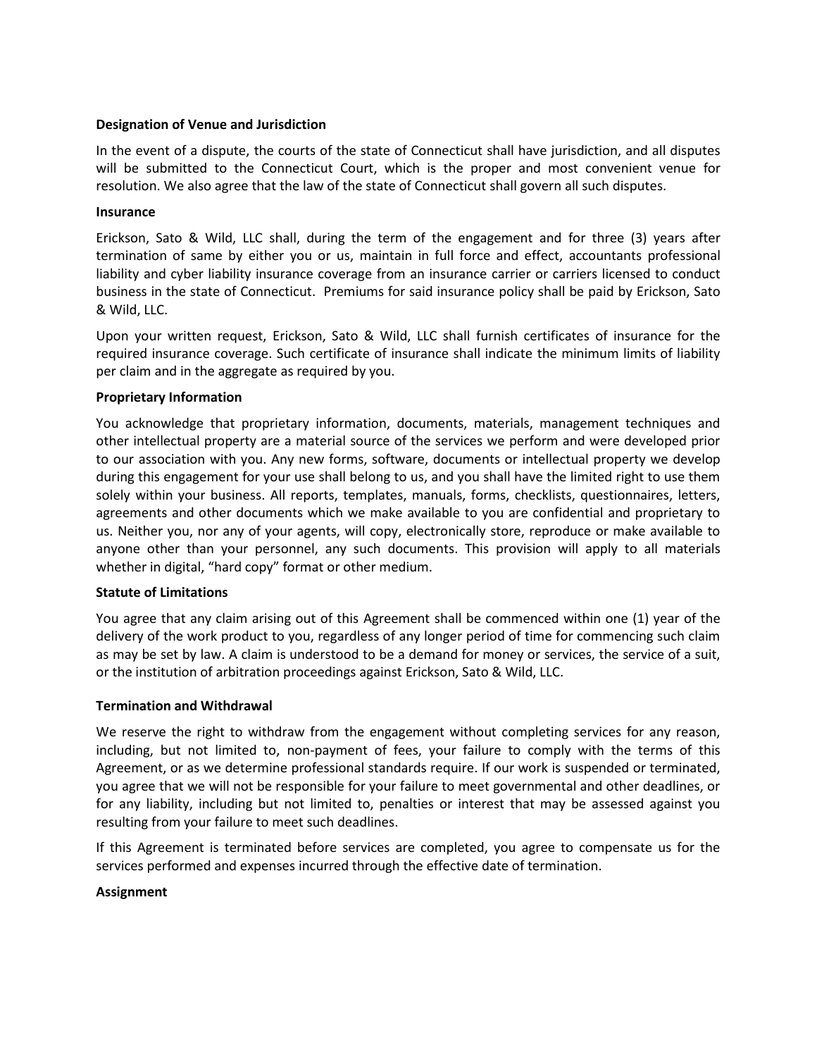**Designation of Venue and Jurisdiction**

In the event of a dispute, the courts of the state of Connecticut shall have jurisdiction, and all disputes will be submitted to the Connecticut Court, which is the proper and most convenient venue for resolution. We also agree that the law of the state of Connecticut shall govern all such disputes.

**Insurance**

Erickson, Sato & Wild, LLC shall, during the term of the engagement and for three (3) years after termination of same by either you or us, maintain in full force and effect, accountants professional liability and cyber liability insurance coverage from an insurance carrier or carriers licensed to conduct business in the state of Connecticut. Premiums for said insurance policy shall be paid by Erickson, Sato & Wild, LLC.

Upon your written request, Erickson, Sato & Wild, LLC shall furnish certificates of insurance for the required insurance coverage. Such certificate of insurance shall indicate the minimum limits of liability per claim and in the aggregate as required by you.

**Proprietary Information**

You acknowledge that proprietary information, documents, materials, management techniques and other intellectual property are a material source of the services we perform and were developed prior to our association with you. Any new forms, software, documents or intellectual property we develop during this engagement for your use shall belong to us, and you shall have the limited right to use them solely within your business. All reports, templates, manuals, forms, checklists, questionnaires, letters, agreements and other documents which we make available to you are confidential and proprietary to us. Neither you, nor any of your agents, will copy, electronically store, reproduce or make available to anyone other than your personnel, any such documents. This provision will apply to all materials whether in digital, "hard copy" format or other medium.

**Statute of Limitations**

You agree that any claim arising out of this Agreement shall be commenced within one (1) year of the delivery of the work product to you, regardless of any longer period of time for commencing such claim as may be set by law. A claim is understood to be a demand for money or services, the service of a suit, or the institution of arbitration proceedings against Erickson, Sato & Wild, LLC.

**Termination and Withdrawal**

We reserve the right to withdraw from the engagement without completing services for any reason, including, but not limited to, non-payment of fees, your failure to comply with the terms of this Agreement, or as we determine professional standards require. If our work is suspended or terminated, you agree that we will not be responsible for your failure to meet governmental and other deadlines, or for any liability, including but not limited to, penalties or interest that may be assessed against you resulting from your failure to meet such deadlines.

If this Agreement is terminated before services are completed, you agree to compensate us for the services performed and expenses incurred through the effective date of termination.

**Assignment**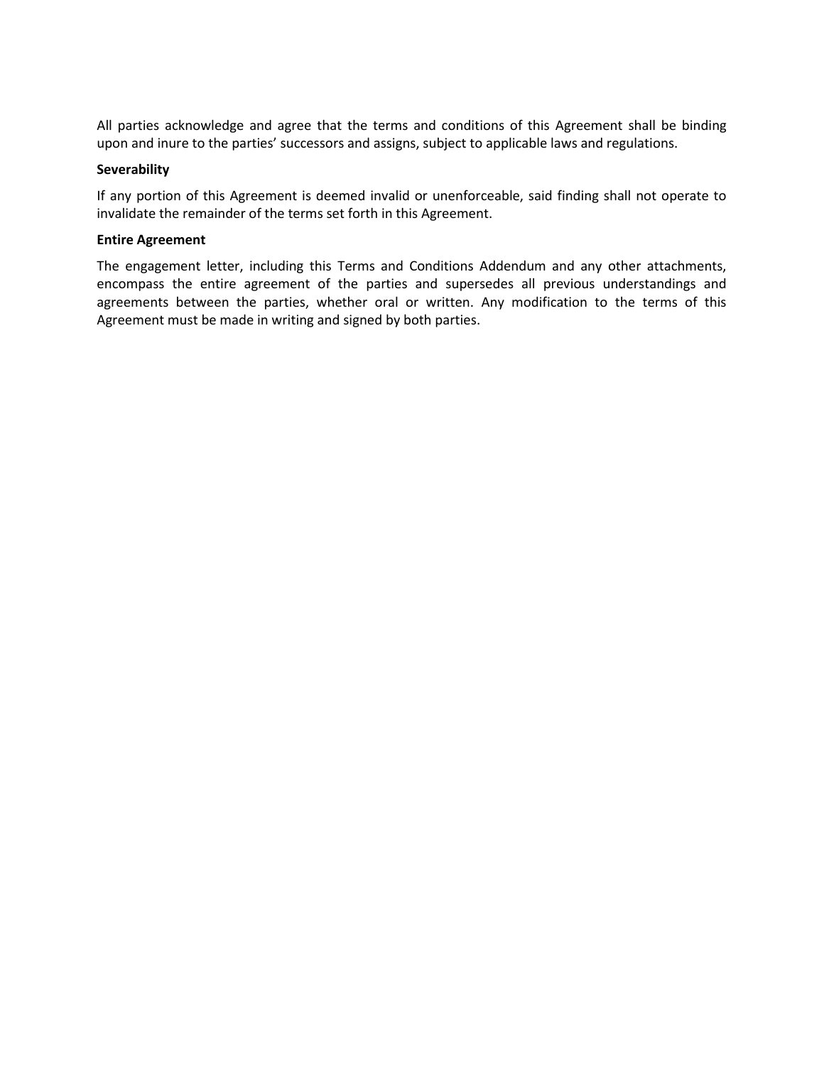All parties acknowledge and agree that the terms and conditions of this Agreement shall be binding upon and inure to the parties' successors and assigns, subject to applicable laws and regulations.

**Severability**

If any portion of this Agreement is deemed invalid or unenforceable, said finding shall not operate to invalidate the remainder of the terms set forth in this Agreement.

**Entire Agreement**

The engagement letter, including this Terms and Conditions Addendum and any other attachments, encompass the entire agreement of the parties and supersedes all previous understandings and agreements between the parties, whether oral or written. Any modification to the terms of this Agreement must be made in writing and signed by both parties.